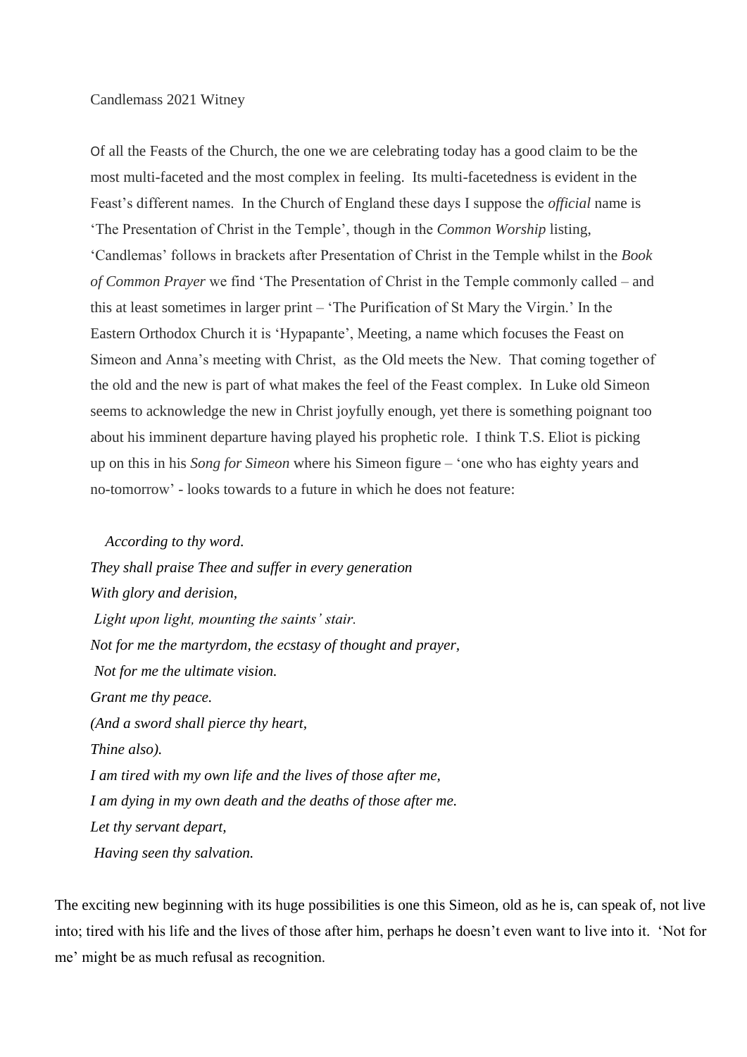Candlemass 2021 Witney

Of all the Feasts of the Church, the one we are celebrating today has a good claim to be the most multi-faceted and the most complex in feeling. Its multi-facetedness is evident in the Feast's different names. In the Church of England these days I suppose the *official* name is 'The Presentation of Christ in the Temple', though in the *Common Worship* listing, 'Candlemas' follows in brackets after Presentation of Christ in the Temple whilst in the *Book of Common Prayer* we find 'The Presentation of Christ in the Temple commonly called – and this at least sometimes in larger print – 'The Purification of St Mary the Virgin.' In the Eastern Orthodox Church it is 'Hypapante', Meeting, a name which focuses the Feast on Simeon and Anna's meeting with Christ, as the Old meets the New. That coming together of the old and the new is part of what makes the feel of the Feast complex. In Luke old Simeon seems to acknowledge the new in Christ joyfully enough, yet there is something poignant too about his imminent departure having played his prophetic role. I think T.S. Eliot is picking up on this in his *Song for Simeon* where his Simeon figure – 'one who has eighty years and no-tomorrow' - looks towards to a future in which he does not feature:

*According to thy word.*  
*They shall praise Thee and suffer in every generation*  
*With glory and derision,*  
*Light upon light, mounting the saints' stair.*  
*Not for me the martyrdom, the ecstasy of thought and prayer,*  
*Not for me the ultimate vision.*  
*Grant me thy peace.*  
*(And a sword shall pierce thy heart,*  
*Thine also).*  
*I am tired with my own life and the lives of those after me,*  
*I am dying in my own death and the deaths of those after me.*  
*Let thy servant depart,*  
*Having seen thy salvation.*

The exciting new beginning with its huge possibilities is one this Simeon, old as he is, can speak of, not live into; tired with his life and the lives of those after him, perhaps he doesn't even want to live into it. 'Not for me' might be as much refusal as recognition.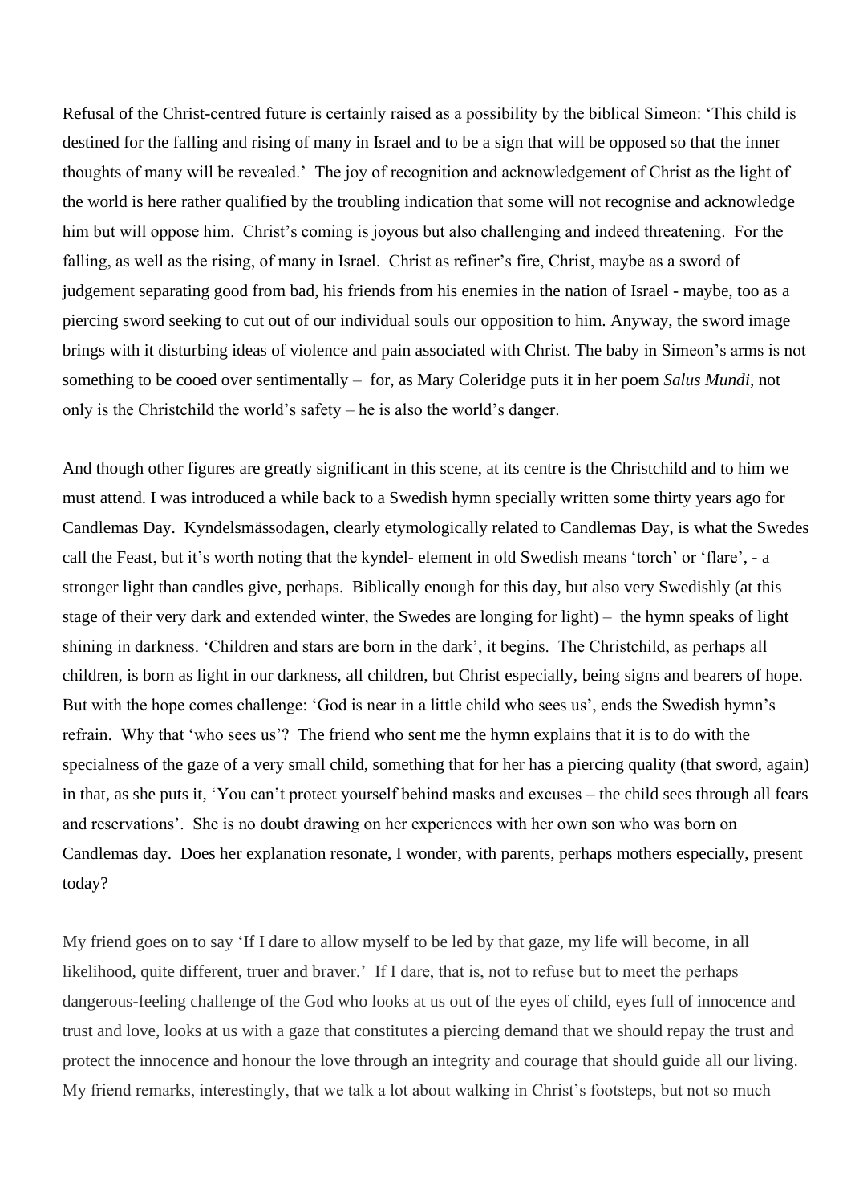Refusal of the Christ-centred future is certainly raised as a possibility by the biblical Simeon: 'This child is destined for the falling and rising of many in Israel and to be a sign that will be opposed so that the inner thoughts of many will be revealed.' The joy of recognition and acknowledgement of Christ as the light of the world is here rather qualified by the troubling indication that some will not recognise and acknowledge him but will oppose him. Christ's coming is joyous but also challenging and indeed threatening. For the falling, as well as the rising, of many in Israel. Christ as refiner's fire, Christ, maybe as a sword of judgement separating good from bad, his friends from his enemies in the nation of Israel - maybe, too as a piercing sword seeking to cut out of our individual souls our opposition to him. Anyway, the sword image brings with it disturbing ideas of violence and pain associated with Christ. The baby in Simeon's arms is not something to be cooed over sentimentally – for, as Mary Coleridge puts it in her poem *Salus Mundi*, not only is the Christchild the world's safety – he is also the world's danger.

And though other figures are greatly significant in this scene, at its centre is the Christchild and to him we must attend. I was introduced a while back to a Swedish hymn specially written some thirty years ago for Candlemas Day. Kyndelsmässodagen, clearly etymologically related to Candlemas Day, is what the Swedes call the Feast, but it's worth noting that the kyndel- element in old Swedish means 'torch' or 'flare', - a stronger light than candles give, perhaps. Biblically enough for this day, but also very Swedishly (at this stage of their very dark and extended winter, the Swedes are longing for light) – the hymn speaks of light shining in darkness. 'Children and stars are born in the dark', it begins. The Christchild, as perhaps all children, is born as light in our darkness, all children, but Christ especially, being signs and bearers of hope. But with the hope comes challenge: 'God is near in a little child who sees us', ends the Swedish hymn's refrain. Why that 'who sees us'? The friend who sent me the hymn explains that it is to do with the specialness of the gaze of a very small child, something that for her has a piercing quality (that sword, again) in that, as she puts it, 'You can't protect yourself behind masks and excuses – the child sees through all fears and reservations'. She is no doubt drawing on her experiences with her own son who was born on Candlemas day. Does her explanation resonate, I wonder, with parents, perhaps mothers especially, present today?

My friend goes on to say 'If I dare to allow myself to be led by that gaze, my life will become, in all likelihood, quite different, truer and braver.' If I dare, that is, not to refuse but to meet the perhaps dangerous-feeling challenge of the God who looks at us out of the eyes of child, eyes full of innocence and trust and love, looks at us with a gaze that constitutes a piercing demand that we should repay the trust and protect the innocence and honour the love through an integrity and courage that should guide all our living. My friend remarks, interestingly, that we talk a lot about walking in Christ's footsteps, but not so much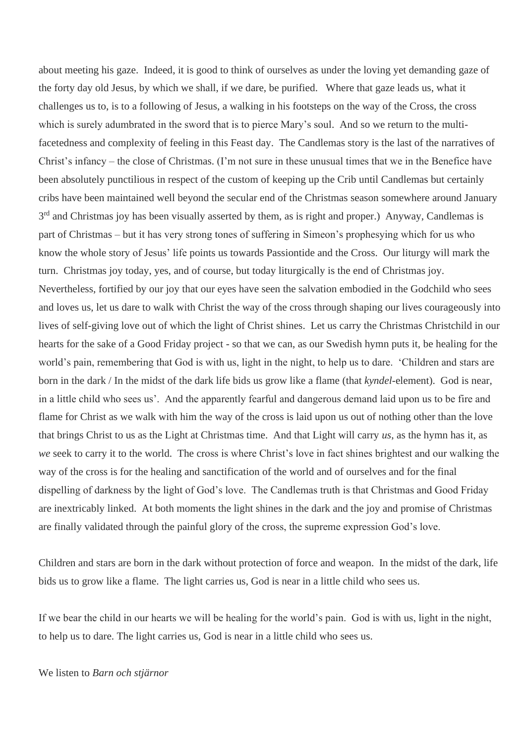about meeting his gaze. Indeed, it is good to think of ourselves as under the loving yet demanding gaze of the forty day old Jesus, by which we shall, if we dare, be purified. Where that gaze leads us, what it challenges us to, is to a following of Jesus, a walking in his footsteps on the way of the Cross, the cross which is surely adumbrated in the sword that is to pierce Mary's soul. And so we return to the multi-facetedness and complexity of feeling in this Feast day. The Candlemas story is the last of the narratives of Christ's infancy – the close of Christmas. (I'm not sure in these unusual times that we in the Benefice have been absolutely punctilious in respect of the custom of keeping up the Crib until Candlemas but certainly cribs have been maintained well beyond the secular end of the Christmas season somewhere around January 3rd and Christmas joy has been visually asserted by them, as is right and proper.) Anyway, Candlemas is part of Christmas – but it has very strong tones of suffering in Simeon's prophesying which for us who know the whole story of Jesus' life points us towards Passiontide and the Cross. Our liturgy will mark the turn. Christmas joy today, yes, and of course, but today liturgically is the end of Christmas joy. Nevertheless, fortified by our joy that our eyes have seen the salvation embodied in the Godchild who sees and loves us, let us dare to walk with Christ the way of the cross through shaping our lives courageously into lives of self-giving love out of which the light of Christ shines. Let us carry the Christmas Christchild in our hearts for the sake of a Good Friday project - so that we can, as our Swedish hymn puts it, be healing for the world's pain, remembering that God is with us, light in the night, to help us to dare. 'Children and stars are born in the dark / In the midst of the dark life bids us grow like a flame (that *kyndel*-element). God is near, in a little child who sees us'. And the apparently fearful and dangerous demand laid upon us to be fire and flame for Christ as we walk with him the way of the cross is laid upon us out of nothing other than the love that brings Christ to us as the Light at Christmas time. And that Light will carry *us*, as the hymn has it, as *we* seek to carry it to the world. The cross is where Christ's love in fact shines brightest and our walking the way of the cross is for the healing and sanctification of the world and of ourselves and for the final dispelling of darkness by the light of God's love. The Candlemas truth is that Christmas and Good Friday are inextricably linked. At both moments the light shines in the dark and the joy and promise of Christmas are finally validated through the painful glory of the cross, the supreme expression God's love.

Children and stars are born in the dark without protection of force and weapon. In the midst of the dark, life bids us to grow like a flame. The light carries us, God is near in a little child who sees us.

If we bear the child in our hearts we will be healing for the world's pain. God is with us, light in the night, to help us to dare. The light carries us, God is near in a little child who sees us.

We listen to *Barn och stjärnor*